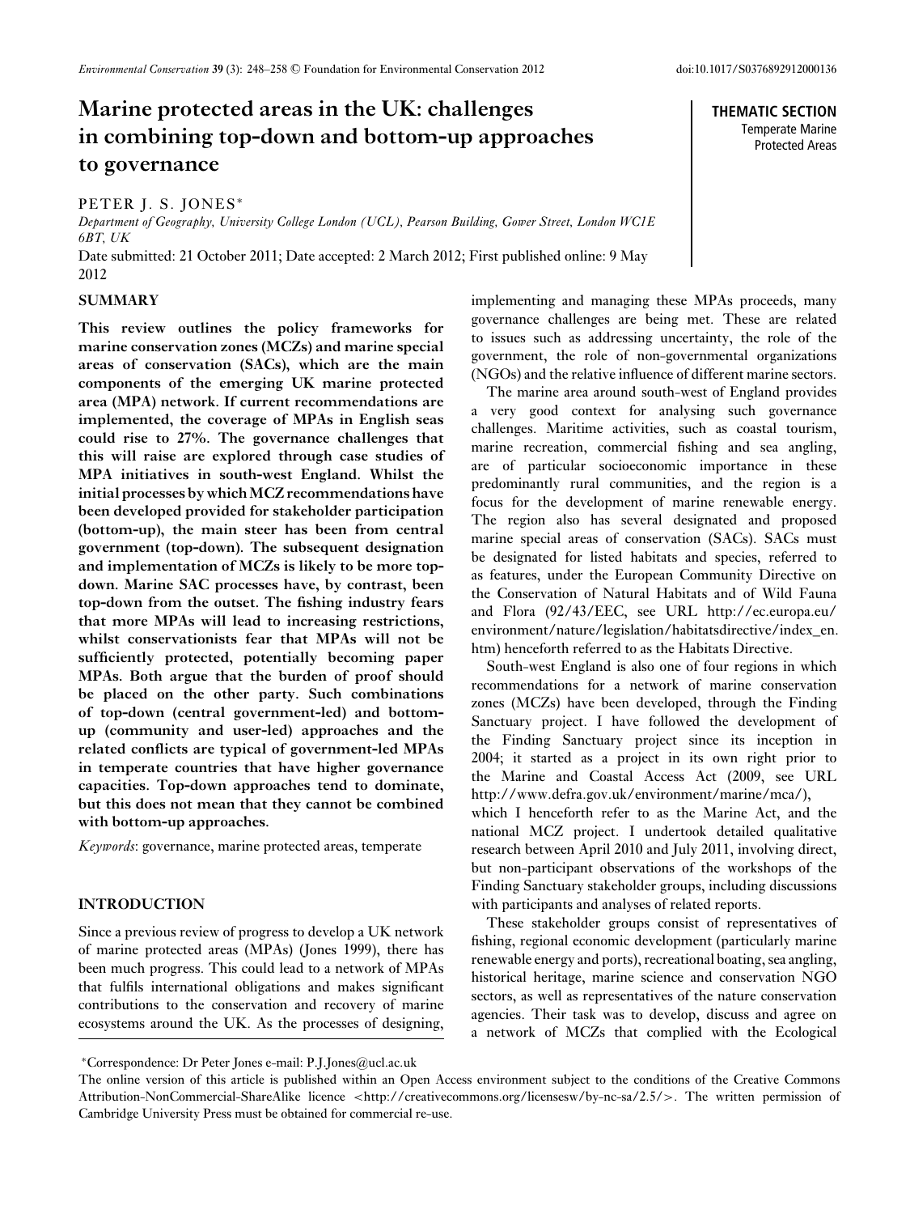# Marine protected areas in the UK: challenges in combining top-down and bottom-up approaches to governance

**THEMATIC SECTION**
Temperate Marine Protected Areas

PETER J. S. JONES*

*Department of Geography, University College London (UCL), Pearson Building, Gower Street, London WC1E 6BT, UK*

Date submitted: 21 October 2011; Date accepted: 2 March 2012; First published online: 9 May 2012

## SUMMARY

**This review outlines the policy frameworks for marine conservation zones (MCZs) and marine special areas of conservation (SACs), which are the main components of the emerging UK marine protected area (MPA) network. If current recommendations are implemented, the coverage of MPAs in English seas could rise to 27%. The governance challenges that this will raise are explored through case studies of MPA initiatives in south-west England. Whilst the initial processes by which MCZ recommendations have been developed provided for stakeholder participation (bottom-up), the main steer has been from central government (top-down). The subsequent designation and implementation of MCZs is likely to be more top-down. Marine SAC processes have, by contrast, been top-down from the outset. The fishing industry fears that more MPAs will lead to increasing restrictions, whilst conservationists fear that MPAs will not be sufficiently protected, potentially becoming paper MPAs. Both argue that the burden of proof should be placed on the other party. Such combinations of top-down (central government-led) and bottom-up (community and user-led) approaches and the related conflicts are typical of government-led MPAs in temperate countries that have higher governance capacities. Top-down approaches tend to dominate, but this does not mean that they cannot be combined with bottom-up approaches.**

*Keywords*: governance, marine protected areas, temperate

## INTRODUCTION

Since a previous review of progress to develop a UK network of marine protected areas (MPAs) (Jones 1999), there has been much progress. This could lead to a network of MPAs that fulfils international obligations and makes significant contributions to the conservation and recovery of marine ecosystems around the UK. As the processes of designing, implementing and managing these MPAs proceeds, many governance challenges are being met. These are related to issues such as addressing uncertainty, the role of the government, the role of non-governmental organizations (NGOs) and the relative influence of different marine sectors.

The marine area around south-west of England provides a very good context for analysing such governance challenges. Maritime activities, such as coastal tourism, marine recreation, commercial fishing and sea angling, are of particular socioeconomic importance in these predominantly rural communities, and the region is a focus for the development of marine renewable energy. The region also has several designated and proposed marine special areas of conservation (SACs). SACs must be designated for listed habitats and species, referred to as features, under the European Community Directive on the Conservation of Natural Habitats and of Wild Fauna and Flora (92/43/EEC, see URL http://ec.europa.eu/environment/nature/legislation/habitatsdirective/index_en.htm) henceforth referred to as the Habitats Directive.

South-west England is also one of four regions in which recommendations for a network of marine conservation zones (MCZs) have been developed, through the Finding Sanctuary project. I have followed the development of the Finding Sanctuary project since its inception in 2004; it started as a project in its own right prior to the Marine and Coastal Access Act (2009, see URL http://www.defra.gov.uk/environment/marine/mca/), which I henceforth refer to as the Marine Act, and the national MCZ project. I undertook detailed qualitative research between April 2010 and July 2011, involving direct, but non-participant observations of the workshops of the Finding Sanctuary stakeholder groups, including discussions with participants and analyses of related reports.

These stakeholder groups consist of representatives of fishing, regional economic development (particularly marine renewable energy and ports), recreational boating, sea angling, historical heritage, marine science and conservation NGO sectors, as well as representatives of the nature conservation agencies. Their task was to develop, discuss and agree on a network of MCZs that complied with the Ecological

*Correspondence: Dr Peter Jones e-mail: P.J.Jones@ucl.ac.uk

The online version of this article is published within an Open Access environment subject to the conditions of the Creative Commons Attribution-NonCommercial-ShareAlike licence <http://creativecommons.org/licensesw/by-nc-sa/2.5/>. The written permission of Cambridge University Press must be obtained for commercial re-use.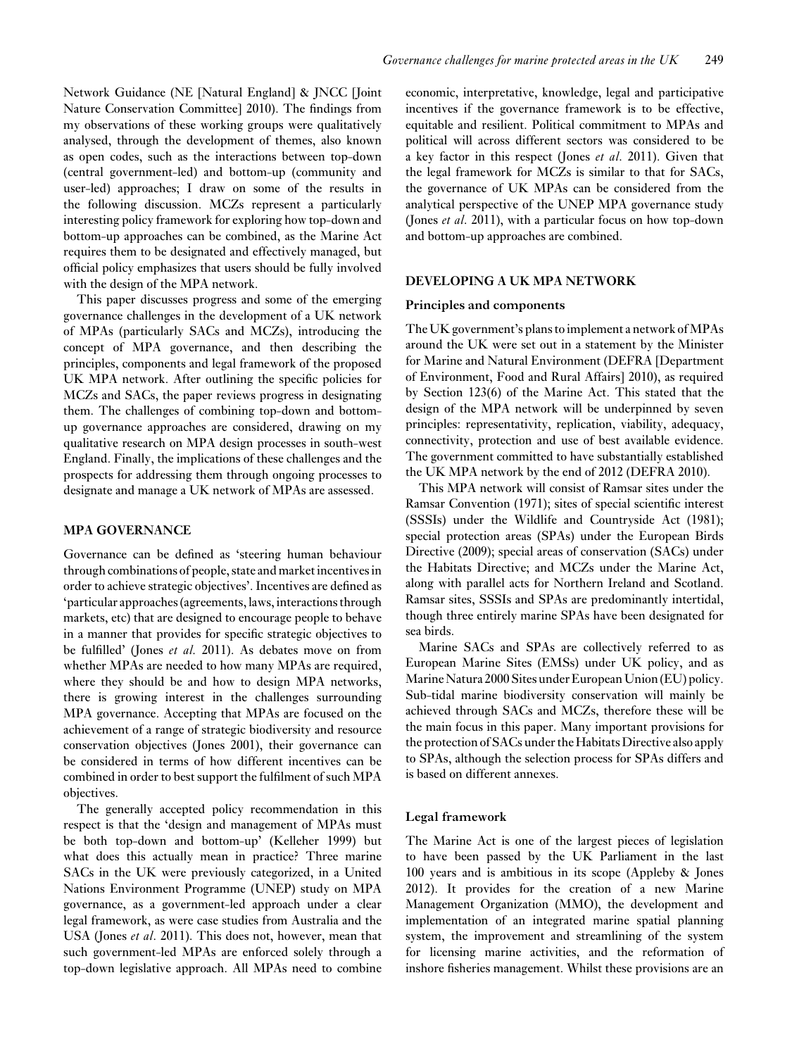Network Guidance (NE [Natural England] & JNCC [Joint Nature Conservation Committee] 2010). The findings from my observations of these working groups were qualitatively analysed, through the development of themes, also known as open codes, such as the interactions between top-down (central government-led) and bottom-up (community and user-led) approaches; I draw on some of the results in the following discussion. MCZs represent a particularly interesting policy framework for exploring how top-down and bottom-up approaches can be combined, as the Marine Act requires them to be designated and effectively managed, but official policy emphasizes that users should be fully involved with the design of the MPA network.

This paper discusses progress and some of the emerging governance challenges in the development of a UK network of MPAs (particularly SACs and MCZs), introducing the concept of MPA governance, and then describing the principles, components and legal framework of the proposed UK MPA network. After outlining the specific policies for MCZs and SACs, the paper reviews progress in designating them. The challenges of combining top-down and bottom-up governance approaches are considered, drawing on my qualitative research on MPA design processes in south-west England. Finally, the implications of these challenges and the prospects for addressing them through ongoing processes to designate and manage a UK network of MPAs are assessed.

## MPA GOVERNANCE

Governance can be defined as 'steering human behaviour through combinations of people, state and market incentives in order to achieve strategic objectives'. Incentives are defined as 'particular approaches (agreements, laws, interactions through markets, etc) that are designed to encourage people to behave in a manner that provides for specific strategic objectives to be fulfilled' (Jones *et al.* 2011). As debates move on from whether MPAs are needed to how many MPAs are required, where they should be and how to design MPA networks, there is growing interest in the challenges surrounding MPA governance. Accepting that MPAs are focused on the achievement of a range of strategic biodiversity and resource conservation objectives (Jones 2001), their governance can be considered in terms of how different incentives can be combined in order to best support the fulfilment of such MPA objectives.

The generally accepted policy recommendation in this respect is that the 'design and management of MPAs must be both top-down and bottom-up' (Kelleher 1999) but what does this actually mean in practice? Three marine SACs in the UK were previously categorized, in a United Nations Environment Programme (UNEP) study on MPA governance, as a government-led approach under a clear legal framework, as were case studies from Australia and the USA (Jones *et al*. 2011). This does not, however, mean that such government-led MPAs are enforced solely through a top-down legislative approach. All MPAs need to combine economic, interpretative, knowledge, legal and participative incentives if the governance framework is to be effective, equitable and resilient. Political commitment to MPAs and political will across different sectors was considered to be a key factor in this respect (Jones *et al*. 2011). Given that the legal framework for MCZs is similar to that for SACs, the governance of UK MPAs can be considered from the analytical perspective of the UNEP MPA governance study (Jones *et al*. 2011), with a particular focus on how top-down and bottom-up approaches are combined.

## DEVELOPING A UK MPA NETWORK

### Principles and components

The UK government's plans to implement a network of MPAs around the UK were set out in a statement by the Minister for Marine and Natural Environment (DEFRA [Department of Environment, Food and Rural Affairs] 2010), as required by Section 123(6) of the Marine Act. This stated that the design of the MPA network will be underpinned by seven principles: representativity, replication, viability, adequacy, connectivity, protection and use of best available evidence. The government committed to have substantially established the UK MPA network by the end of 2012 (DEFRA 2010).

This MPA network will consist of Ramsar sites under the Ramsar Convention (1971); sites of special scientific interest (SSSIs) under the Wildlife and Countryside Act (1981); special protection areas (SPAs) under the European Birds Directive (2009); special areas of conservation (SACs) under the Habitats Directive; and MCZs under the Marine Act, along with parallel acts for Northern Ireland and Scotland. Ramsar sites, SSSIs and SPAs are predominantly intertidal, though three entirely marine SPAs have been designated for sea birds.

Marine SACs and SPAs are collectively referred to as European Marine Sites (EMSs) under UK policy, and as Marine Natura 2000 Sites under European Union (EU) policy. Sub-tidal marine biodiversity conservation will mainly be achieved through SACs and MCZs, therefore these will be the main focus in this paper. Many important provisions for the protection of SACs under the Habitats Directive also apply to SPAs, although the selection process for SPAs differs and is based on different annexes.

### Legal framework

The Marine Act is one of the largest pieces of legislation to have been passed by the UK Parliament in the last 100 years and is ambitious in its scope (Appleby & Jones 2012). It provides for the creation of a new Marine Management Organization (MMO), the development and implementation of an integrated marine spatial planning system, the improvement and streamlining of the system for licensing marine activities, and the reformation of inshore fisheries management. Whilst these provisions are an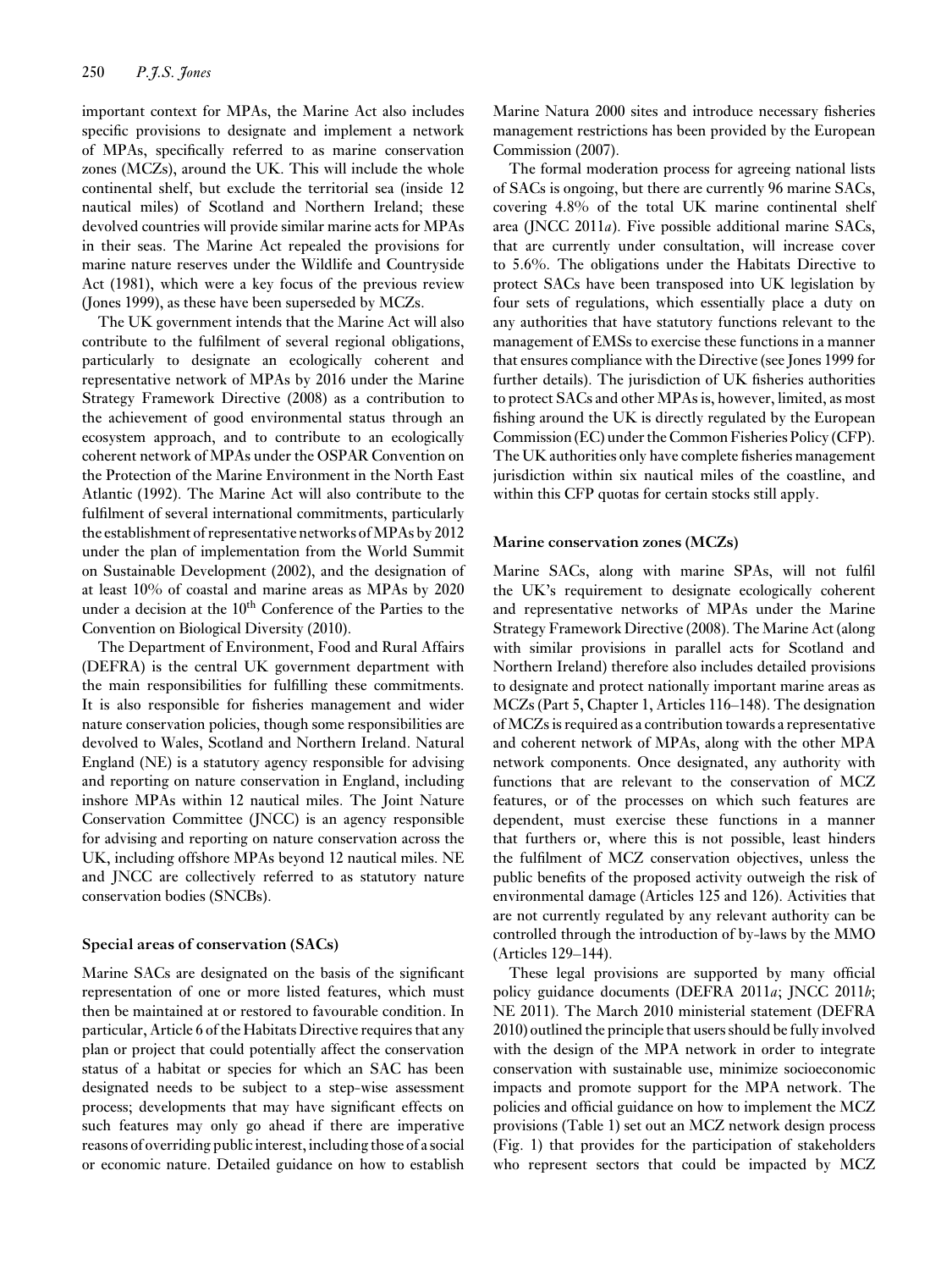important context for MPAs, the Marine Act also includes specific provisions to designate and implement a network of MPAs, specifically referred to as marine conservation zones (MCZs), around the UK. This will include the whole continental shelf, but exclude the territorial sea (inside 12 nautical miles) of Scotland and Northern Ireland; these devolved countries will provide similar marine acts for MPAs in their seas. The Marine Act repealed the provisions for marine nature reserves under the Wildlife and Countryside Act (1981), which were a key focus of the previous review (Jones 1999), as these have been superseded by MCZs.

The UK government intends that the Marine Act will also contribute to the fulfilment of several regional obligations, particularly to designate an ecologically coherent and representative network of MPAs by 2016 under the Marine Strategy Framework Directive (2008) as a contribution to the achievement of good environmental status through an ecosystem approach, and to contribute to an ecologically coherent network of MPAs under the OSPAR Convention on the Protection of the Marine Environment in the North East Atlantic (1992). The Marine Act will also contribute to the fulfilment of several international commitments, particularly the establishment of representative networks of MPAs by 2012 under the plan of implementation from the World Summit on Sustainable Development (2002), and the designation of at least 10% of coastal and marine areas as MPAs by 2020 under a decision at the 10th Conference of the Parties to the Convention on Biological Diversity (2010).

The Department of Environment, Food and Rural Affairs (DEFRA) is the central UK government department with the main responsibilities for fulfilling these commitments. It is also responsible for fisheries management and wider nature conservation policies, though some responsibilities are devolved to Wales, Scotland and Northern Ireland. Natural England (NE) is a statutory agency responsible for advising and reporting on nature conservation in England, including inshore MPAs within 12 nautical miles. The Joint Nature Conservation Committee (JNCC) is an agency responsible for advising and reporting on nature conservation across the UK, including offshore MPAs beyond 12 nautical miles. NE and JNCC are collectively referred to as statutory nature conservation bodies (SNCBs).

### Special areas of conservation (SACs)

Marine SACs are designated on the basis of the significant representation of one or more listed features, which must then be maintained at or restored to favourable condition. In particular, Article 6 of the Habitats Directive requires that any plan or project that could potentially affect the conservation status of a habitat or species for which an SAC has been designated needs to be subject to a step-wise assessment process; developments that may have significant effects on such features may only go ahead if there are imperative reasons of overriding public interest, including those of a social or economic nature. Detailed guidance on how to establish Marine Natura 2000 sites and introduce necessary fisheries management restrictions has been provided by the European Commission (2007).

The formal moderation process for agreeing national lists of SACs is ongoing, but there are currently 96 marine SACs, covering 4.8% of the total UK marine continental shelf area (JNCC 2011*a*). Five possible additional marine SACs, that are currently under consultation, will increase cover to 5.6%. The obligations under the Habitats Directive to protect SACs have been transposed into UK legislation by four sets of regulations, which essentially place a duty on any authorities that have statutory functions relevant to the management of EMSs to exercise these functions in a manner that ensures compliance with the Directive (see Jones 1999 for further details). The jurisdiction of UK fisheries authorities to protect SACs and other MPAs is, however, limited, as most fishing around the UK is directly regulated by the European Commission (EC) under the Common Fisheries Policy (CFP). The UK authorities only have complete fisheries management jurisdiction within six nautical miles of the coastline, and within this CFP quotas for certain stocks still apply.

### Marine conservation zones (MCZs)

Marine SACs, along with marine SPAs, will not fulfil the UK's requirement to designate ecologically coherent and representative networks of MPAs under the Marine Strategy Framework Directive (2008). The Marine Act (along with similar provisions in parallel acts for Scotland and Northern Ireland) therefore also includes detailed provisions to designate and protect nationally important marine areas as MCZs (Part 5, Chapter 1, Articles 116–148). The designation of MCZs is required as a contribution towards a representative and coherent network of MPAs, along with the other MPA network components. Once designated, any authority with functions that are relevant to the conservation of MCZ features, or of the processes on which such features are dependent, must exercise these functions in a manner that furthers or, where this is not possible, least hinders the fulfilment of MCZ conservation objectives, unless the public benefits of the proposed activity outweigh the risk of environmental damage (Articles 125 and 126). Activities that are not currently regulated by any relevant authority can be controlled through the introduction of by-laws by the MMO (Articles 129–144).

These legal provisions are supported by many official policy guidance documents (DEFRA 2011*a*; JNCC 2011*b*; NE 2011). The March 2010 ministerial statement (DEFRA 2010) outlined the principle that users should be fully involved with the design of the MPA network in order to integrate conservation with sustainable use, minimize socioeconomic impacts and promote support for the MPA network. The policies and official guidance on how to implement the MCZ provisions (Table 1) set out an MCZ network design process (Fig. 1) that provides for the participation of stakeholders who represent sectors that could be impacted by MCZ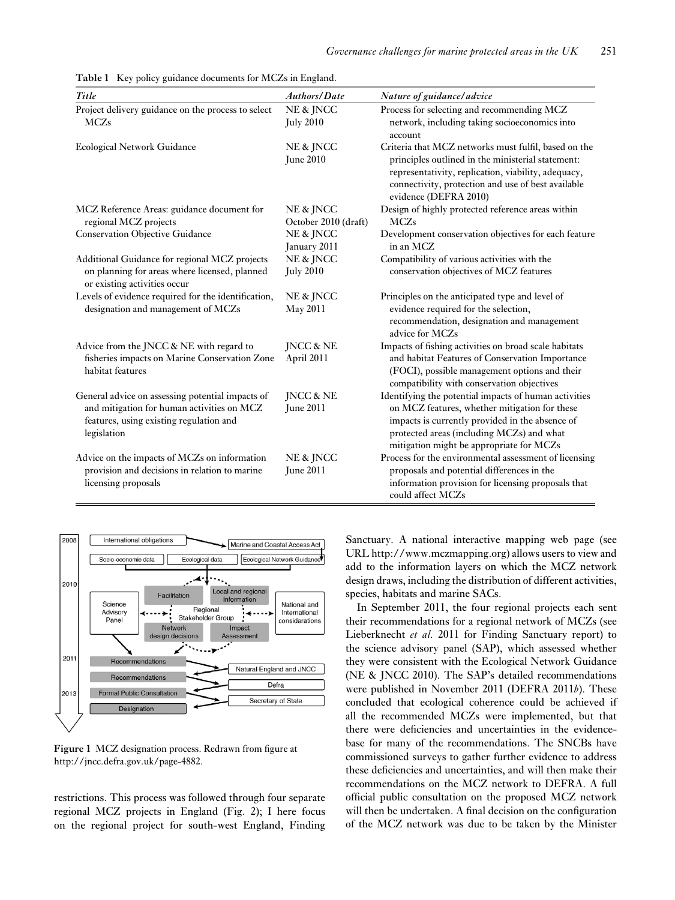**Table 1** Key policy guidance documents for MCZs in England.

| *Title* | *Authors/Date* | *Nature of guidance/advice* |
|---|---|---|
| Project delivery guidance on the process to select MCZs | NE & JNCC July 2010 | Process for selecting and recommending MCZ network, including taking socioeconomics into account |
| Ecological Network Guidance | NE & JNCC June 2010 | Criteria that MCZ networks must fulfil, based on the principles outlined in the ministerial statement: representativity, replication, viability, adequacy, connectivity, protection and use of best available evidence (DEFRA 2010) |
| MCZ Reference Areas: guidance document for regional MCZ projects | NE & JNCC October 2010 (draft) | Design of highly protected reference areas within MCZs |
| Conservation Objective Guidance | NE & JNCC January 2011 | Development conservation objectives for each feature in an MCZ |
| Additional Guidance for regional MCZ projects on planning for areas where licensed, planned or existing activities occur | NE & JNCC July 2010 | Compatibility of various activities with the conservation objectives of MCZ features |
| Levels of evidence required for the identification, designation and management of MCZs | NE & JNCC May 2011 | Principles on the anticipated type and level of evidence required for the selection, recommendation, designation and management advice for MCZs |
| Advice from the JNCC & NE with regard to fisheries impacts on Marine Conservation Zone habitat features | JNCC & NE April 2011 | Impacts of fishing activities on broad scale habitats and habitat Features of Conservation Importance (FOCI), possible management options and their compatibility with conservation objectives |
| General advice on assessing potential impacts of and mitigation for human activities on MCZ features, using existing regulation and legislation | JNCC & NE June 2011 | Identifying the potential impacts of human activities on MCZ features, whether mitigation for these impacts is currently provided in the absence of protected areas (including MCZs) and what mitigation might be appropriate for MCZs |
| Advice on the impacts of MCZs on information provision and decisions in relation to marine licensing proposals | NE & JNCC June 2011 | Process for the environmental assessment of licensing proposals and potential differences in the information provision for licensing proposals that could affect MCZs |

**Figure 1** MCZ designation process. Redrawn from figure at http://jncc.defra.gov.uk/page-4882.

restrictions. This process was followed through four separate regional MCZ projects in England (Fig. 2); I here focus on the regional project for south-west England, Finding Sanctuary. A national interactive mapping web page (see URL http://www.mczmapping.org) allows users to view and add to the information layers on which the MCZ network design draws, including the distribution of different activities, species, habitats and marine SACs.

In September 2011, the four regional projects each sent their recommendations for a regional network of MCZs (see Lieberknecht *et al.* 2011 for Finding Sanctuary report) to the science advisory panel (SAP), which assessed whether they were consistent with the Ecological Network Guidance (NE & JNCC 2010). The SAP's detailed recommendations were published in November 2011 (DEFRA 2011*b*). These concluded that ecological coherence could be achieved if all the recommended MCZs were implemented, but that there were deficiencies and uncertainties in the evidence-base for many of the recommendations. The SNCBs have commissioned surveys to gather further evidence to address these deficiencies and uncertainties, and will then make their recommendations on the MCZ network to DEFRA. A full official public consultation on the proposed MCZ network will then be undertaken. A final decision on the configuration of the MCZ network was due to be taken by the Minister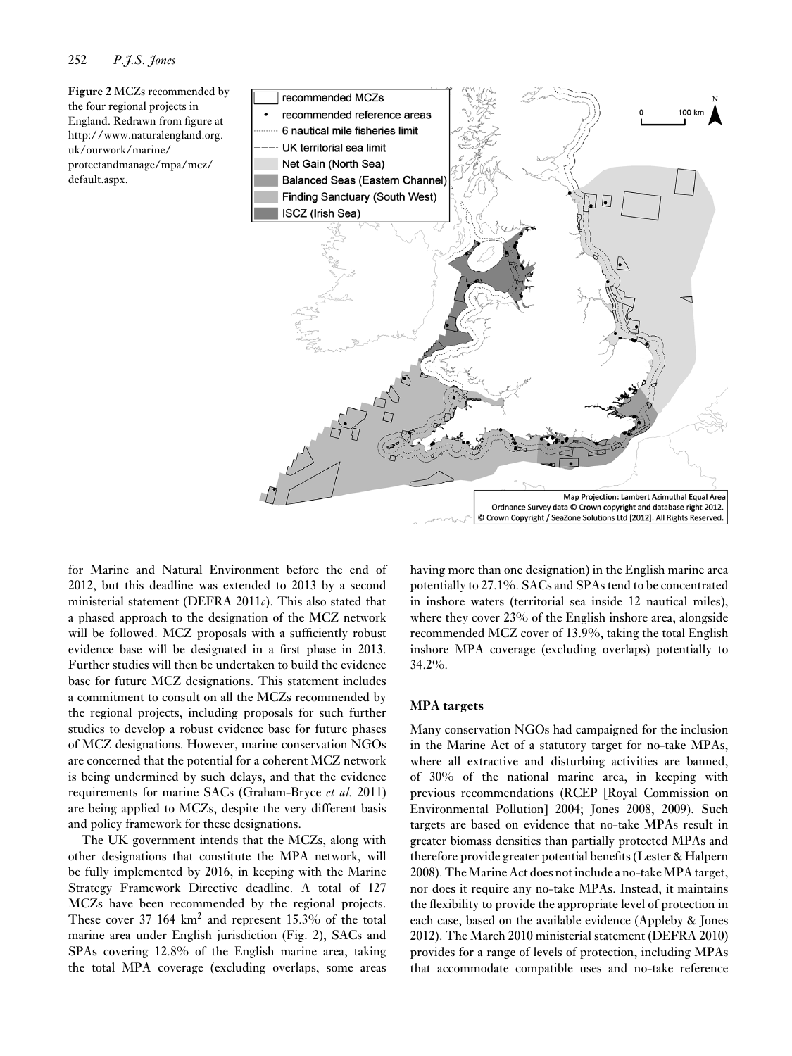**Figure 2** MCZs recommended by the four regional projects in England. Redrawn from figure at http://www.naturalengland.org.uk/ourwork/marine/protectandmanage/mpa/mcz/default.aspx.

for Marine and Natural Environment before the end of 2012, but this deadline was extended to 2013 by a second ministerial statement (DEFRA 2011*c*). This also stated that a phased approach to the designation of the MCZ network will be followed. MCZ proposals with a sufficiently robust evidence base will be designated in a first phase in 2013. Further studies will then be undertaken to build the evidence base for future MCZ designations. This statement includes a commitment to consult on all the MCZs recommended by the regional projects, including proposals for such further studies to develop a robust evidence base for future phases of MCZ designations. However, marine conservation NGOs are concerned that the potential for a coherent MCZ network is being undermined by such delays, and that the evidence requirements for marine SACs (Graham-Bryce *et al.* 2011) are being applied to MCZs, despite the very different basis and policy framework for these designations.

The UK government intends that the MCZs, along with other designations that constitute the MPA network, will be fully implemented by 2016, in keeping with the Marine Strategy Framework Directive deadline. A total of 127 MCZs have been recommended by the regional projects. These cover 37 164 km$^2$ and represent 15.3% of the total marine area under English jurisdiction (Fig. 2), SACs and SPAs covering 12.8% of the English marine area, taking the total MPA coverage (excluding overlaps, some areas having more than one designation) in the English marine area potentially to 27.1%. SACs and SPAs tend to be concentrated in inshore waters (territorial sea inside 12 nautical miles), where they cover 23% of the English inshore area, alongside recommended MCZ cover of 13.9%, taking the total English inshore MPA coverage (excluding overlaps) potentially to 34.2%.

### MPA targets

Many conservation NGOs had campaigned for the inclusion in the Marine Act of a statutory target for no-take MPAs, where all extractive and disturbing activities are banned, of 30% of the national marine area, in keeping with previous recommendations (RCEP [Royal Commission on Environmental Pollution] 2004; Jones 2008, 2009). Such targets are based on evidence that no-take MPAs result in greater biomass densities than partially protected MPAs and therefore provide greater potential benefits (Lester & Halpern 2008). The Marine Act does not include a no-take MPA target, nor does it require any no-take MPAs. Instead, it maintains the flexibility to provide the appropriate level of protection in each case, based on the available evidence (Appleby & Jones 2012). The March 2010 ministerial statement (DEFRA 2010) provides for a range of levels of protection, including MPAs that accommodate compatible uses and no-take reference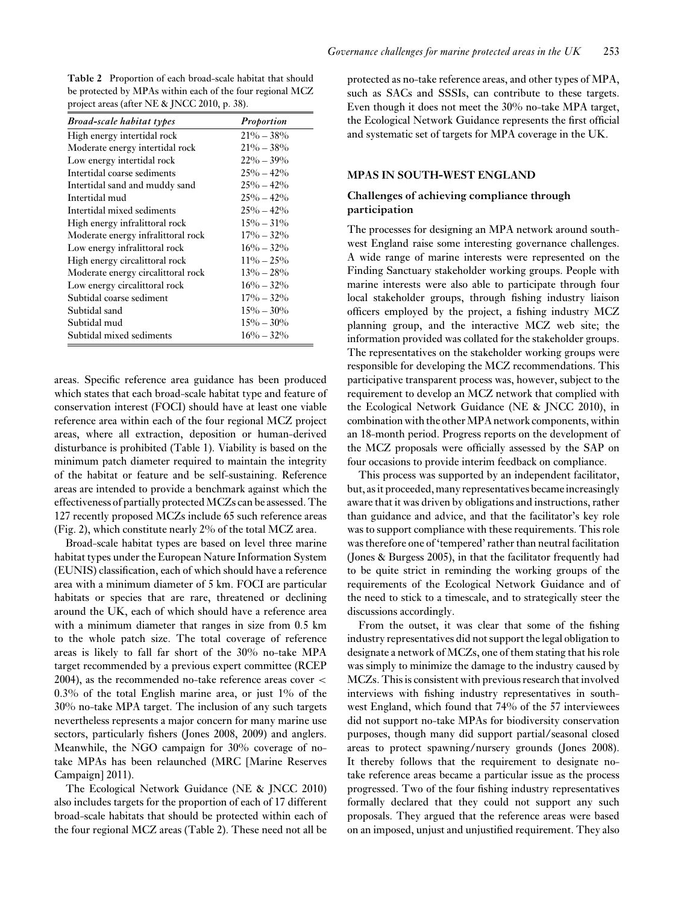Table 2 Proportion of each broad-scale habitat that should be protected by MPAs within each of the four regional MCZ project areas (after NE & JNCC 2010, p. 38).

| *Broad-scale habitat types* | *Proportion* |
|---|---|
| High energy intertidal rock | 21% – 38% |
| Moderate energy intertidal rock | 21% – 38% |
| Low energy intertidal rock | 22% – 39% |
| Intertidal coarse sediments | 25% – 42% |
| Intertidal sand and muddy sand | 25% – 42% |
| Intertidal mud | 25% – 42% |
| Intertidal mixed sediments | 25% – 42% |
| High energy infralittoral rock | 15% – 31% |
| Moderate energy infralittoral rock | 17% – 32% |
| Low energy infralittoral rock | 16% – 32% |
| High energy circalittoral rock | 11% – 25% |
| Moderate energy circalittoral rock | 13% – 28% |
| Low energy circalittoral rock | 16% – 32% |
| Subtidal coarse sediment | 17% – 32% |
| Subtidal sand | 15% – 30% |
| Subtidal mud | 15% – 30% |
| Subtidal mixed sediments | 16% – 32% |

areas. Specific reference area guidance has been produced which states that each broad-scale habitat type and feature of conservation interest (FOCI) should have at least one viable reference area within each of the four regional MCZ project areas, where all extraction, deposition or human-derived disturbance is prohibited (Table 1). Viability is based on the minimum patch diameter required to maintain the integrity of the habitat or feature and be self-sustaining. Reference areas are intended to provide a benchmark against which the effectiveness of partially protected MCZs can be assessed. The 127 recently proposed MCZs include 65 such reference areas (Fig. 2), which constitute nearly 2% of the total MCZ area.

Broad-scale habitat types are based on level three marine habitat types under the European Nature Information System (EUNIS) classification, each of which should have a reference area with a minimum diameter of 5 km. FOCI are particular habitats or species that are rare, threatened or declining around the UK, each of which should have a reference area with a minimum diameter that ranges in size from 0.5 km to the whole patch size. The total coverage of reference areas is likely to fall far short of the 30% no-take MPA target recommended by a previous expert committee (RCEP 2004), as the recommended no-take reference areas cover < 0.3% of the total English marine area, or just 1% of the 30% no-take MPA target. The inclusion of any such targets nevertheless represents a major concern for many marine use sectors, particularly fishers (Jones 2008, 2009) and anglers. Meanwhile, the NGO campaign for 30% coverage of no-take MPAs has been relaunched (MRC [Marine Reserves Campaign] 2011).

The Ecological Network Guidance (NE & JNCC 2010) also includes targets for the proportion of each of 17 different broad-scale habitats that should be protected within each of the four regional MCZ areas (Table 2). These need not all be protected as no-take reference areas, and other types of MPA, such as SACs and SSSIs, can contribute to these targets. Even though it does not meet the 30% no-take MPA target, the Ecological Network Guidance represents the first official and systematic set of targets for MPA coverage in the UK.

## MPAS IN SOUTH-WEST ENGLAND

### Challenges of achieving compliance through participation

The processes for designing an MPA network around south-west England raise some interesting governance challenges. A wide range of marine interests were represented on the Finding Sanctuary stakeholder working groups. People with marine interests were also able to participate through four local stakeholder groups, through fishing industry liaison officers employed by the project, a fishing industry MCZ planning group, and the interactive MCZ web site; the information provided was collated for the stakeholder groups. The representatives on the stakeholder working groups were responsible for developing the MCZ recommendations. This participative transparent process was, however, subject to the requirement to develop an MCZ network that complied with the Ecological Network Guidance (NE & JNCC 2010), in combination with the other MPA network components, within an 18-month period. Progress reports on the development of the MCZ proposals were officially assessed by the SAP on four occasions to provide interim feedback on compliance.

This process was supported by an independent facilitator, but, as it proceeded, many representatives became increasingly aware that it was driven by obligations and instructions, rather than guidance and advice, and that the facilitator's key role was to support compliance with these requirements. This role was therefore one of 'tempered' rather than neutral facilitation (Jones & Burgess 2005), in that the facilitator frequently had to be quite strict in reminding the working groups of the requirements of the Ecological Network Guidance and of the need to stick to a timescale, and to strategically steer the discussions accordingly.

From the outset, it was clear that some of the fishing industry representatives did not support the legal obligation to designate a network of MCZs, one of them stating that his role was simply to minimize the damage to the industry caused by MCZs. This is consistent with previous research that involved interviews with fishing industry representatives in south-west England, which found that 74% of the 57 interviewees did not support no-take MPAs for biodiversity conservation purposes, though many did support partial/seasonal closed areas to protect spawning/nursery grounds (Jones 2008). It thereby follows that the requirement to designate no-take reference areas became a particular issue as the process progressed. Two of the four fishing industry representatives formally declared that they could not support any such proposals. They argued that the reference areas were based on an imposed, unjust and unjustified requirement. They also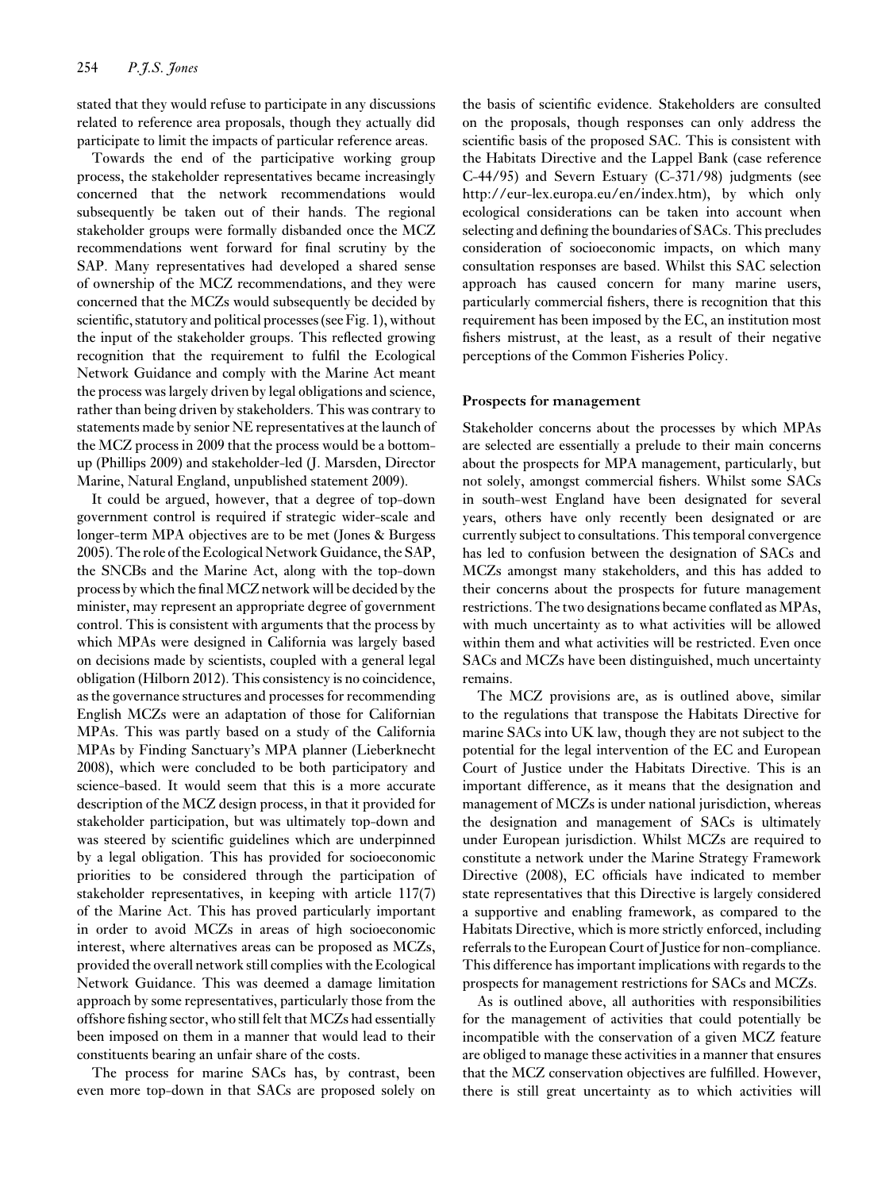stated that they would refuse to participate in any discussions related to reference area proposals, though they actually did participate to limit the impacts of particular reference areas.

Towards the end of the participative working group process, the stakeholder representatives became increasingly concerned that the network recommendations would subsequently be taken out of their hands. The regional stakeholder groups were formally disbanded once the MCZ recommendations went forward for final scrutiny by the SAP. Many representatives had developed a shared sense of ownership of the MCZ recommendations, and they were concerned that the MCZs would subsequently be decided by scientific, statutory and political processes (see Fig. 1), without the input of the stakeholder groups. This reflected growing recognition that the requirement to fulfil the Ecological Network Guidance and comply with the Marine Act meant the process was largely driven by legal obligations and science, rather than being driven by stakeholders. This was contrary to statements made by senior NE representatives at the launch of the MCZ process in 2009 that the process would be a bottom-up (Phillips 2009) and stakeholder-led (J. Marsden, Director Marine, Natural England, unpublished statement 2009).

It could be argued, however, that a degree of top-down government control is required if strategic wider-scale and longer-term MPA objectives are to be met (Jones & Burgess 2005). The role of the Ecological Network Guidance, the SAP, the SNCBs and the Marine Act, along with the top-down process by which the final MCZ network will be decided by the minister, may represent an appropriate degree of government control. This is consistent with arguments that the process by which MPAs were designed in California was largely based on decisions made by scientists, coupled with a general legal obligation (Hilborn 2012). This consistency is no coincidence, as the governance structures and processes for recommending English MCZs were an adaptation of those for Californian MPAs. This was partly based on a study of the California MPAs by Finding Sanctuary's MPA planner (Lieberknecht 2008), which were concluded to be both participatory and science-based. It would seem that this is a more accurate description of the MCZ design process, in that it provided for stakeholder participation, but was ultimately top-down and was steered by scientific guidelines which are underpinned by a legal obligation. This has provided for socioeconomic priorities to be considered through the participation of stakeholder representatives, in keeping with article 117(7) of the Marine Act. This has proved particularly important in order to avoid MCZs in areas of high socioeconomic interest, where alternatives areas can be proposed as MCZs, provided the overall network still complies with the Ecological Network Guidance. This was deemed a damage limitation approach by some representatives, particularly those from the offshore fishing sector, who still felt that MCZs had essentially been imposed on them in a manner that would lead to their constituents bearing an unfair share of the costs.

The process for marine SACs has, by contrast, been even more top-down in that SACs are proposed solely on the basis of scientific evidence. Stakeholders are consulted on the proposals, though responses can only address the scientific basis of the proposed SAC. This is consistent with the Habitats Directive and the Lappel Bank (case reference C-44/95) and Severn Estuary (C-371/98) judgments (see http://eur-lex.europa.eu/en/index.htm), by which only ecological considerations can be taken into account when selecting and defining the boundaries of SACs. This precludes consideration of socioeconomic impacts, on which many consultation responses are based. Whilst this SAC selection approach has caused concern for many marine users, particularly commercial fishers, there is recognition that this requirement has been imposed by the EC, an institution most fishers mistrust, at the least, as a result of their negative perceptions of the Common Fisheries Policy.

## Prospects for management

Stakeholder concerns about the processes by which MPAs are selected are essentially a prelude to their main concerns about the prospects for MPA management, particularly, but not solely, amongst commercial fishers. Whilst some SACs in south-west England have been designated for several years, others have only recently been designated or are currently subject to consultations. This temporal convergence has led to confusion between the designation of SACs and MCZs amongst many stakeholders, and this has added to their concerns about the prospects for future management restrictions. The two designations became conflated as MPAs, with much uncertainty as to what activities will be allowed within them and what activities will be restricted. Even once SACs and MCZs have been distinguished, much uncertainty remains.

The MCZ provisions are, as is outlined above, similar to the regulations that transpose the Habitats Directive for marine SACs into UK law, though they are not subject to the potential for the legal intervention of the EC and European Court of Justice under the Habitats Directive. This is an important difference, as it means that the designation and management of MCZs is under national jurisdiction, whereas the designation and management of SACs is ultimately under European jurisdiction. Whilst MCZs are required to constitute a network under the Marine Strategy Framework Directive (2008), EC officials have indicated to member state representatives that this Directive is largely considered a supportive and enabling framework, as compared to the Habitats Directive, which is more strictly enforced, including referrals to the European Court of Justice for non-compliance. This difference has important implications with regards to the prospects for management restrictions for SACs and MCZs.

As is outlined above, all authorities with responsibilities for the management of activities that could potentially be incompatible with the conservation of a given MCZ feature are obliged to manage these activities in a manner that ensures that the MCZ conservation objectives are fulfilled. However, there is still great uncertainty as to which activities will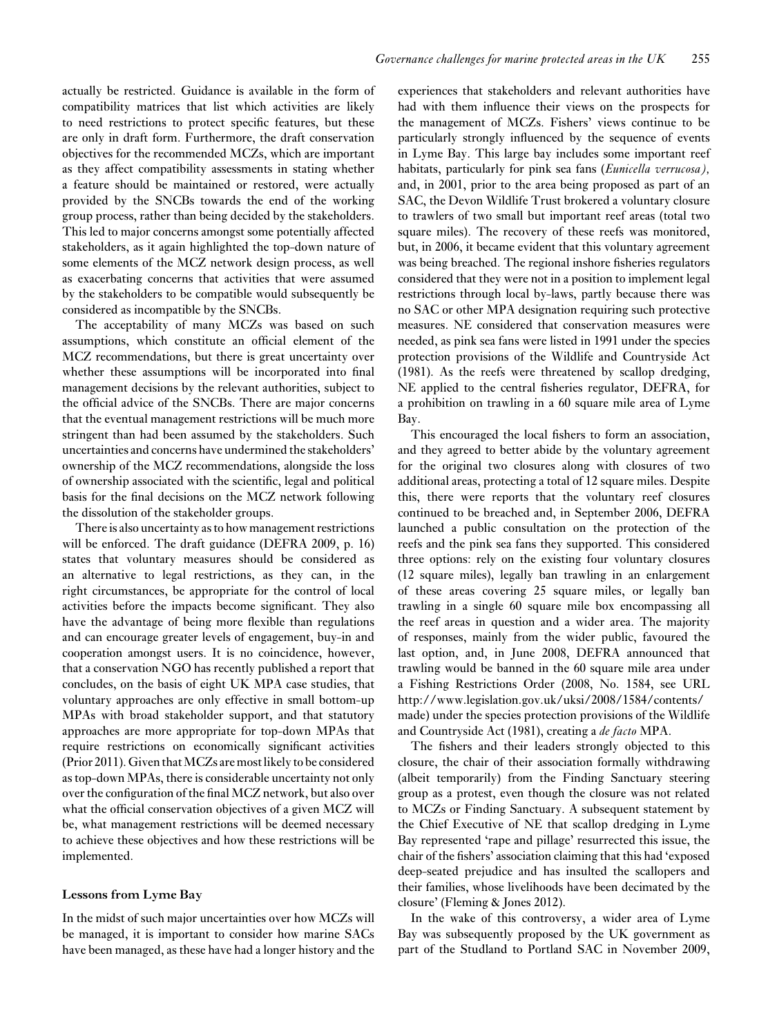actually be restricted. Guidance is available in the form of compatibility matrices that list which activities are likely to need restrictions to protect specific features, but these are only in draft form. Furthermore, the draft conservation objectives for the recommended MCZs, which are important as they affect compatibility assessments in stating whether a feature should be maintained or restored, were actually provided by the SNCBs towards the end of the working group process, rather than being decided by the stakeholders. This led to major concerns amongst some potentially affected stakeholders, as it again highlighted the top-down nature of some elements of the MCZ network design process, as well as exacerbating concerns that activities that were assumed by the stakeholders to be compatible would subsequently be considered as incompatible by the SNCBs.

The acceptability of many MCZs was based on such assumptions, which constitute an official element of the MCZ recommendations, but there is great uncertainty over whether these assumptions will be incorporated into final management decisions by the relevant authorities, subject to the official advice of the SNCBs. There are major concerns that the eventual management restrictions will be much more stringent than had been assumed by the stakeholders. Such uncertainties and concerns have undermined the stakeholders' ownership of the MCZ recommendations, alongside the loss of ownership associated with the scientific, legal and political basis for the final decisions on the MCZ network following the dissolution of the stakeholder groups.

There is also uncertainty as to how management restrictions will be enforced. The draft guidance (DEFRA 2009, p. 16) states that voluntary measures should be considered as an alternative to legal restrictions, as they can, in the right circumstances, be appropriate for the control of local activities before the impacts become significant. They also have the advantage of being more flexible than regulations and can encourage greater levels of engagement, buy-in and cooperation amongst users. It is no coincidence, however, that a conservation NGO has recently published a report that concludes, on the basis of eight UK MPA case studies, that voluntary approaches are only effective in small bottom-up MPAs with broad stakeholder support, and that statutory approaches are more appropriate for top-down MPAs that require restrictions on economically significant activities (Prior 2011). Given that MCZs are most likely to be considered as top-down MPAs, there is considerable uncertainty not only over the configuration of the final MCZ network, but also over what the official conservation objectives of a given MCZ will be, what management restrictions will be deemed necessary to achieve these objectives and how these restrictions will be implemented.

### Lessons from Lyme Bay

In the midst of such major uncertainties over how MCZs will be managed, it is important to consider how marine SACs have been managed, as these have had a longer history and the experiences that stakeholders and relevant authorities have had with them influence their views on the prospects for the management of MCZs. Fishers' views continue to be particularly strongly influenced by the sequence of events in Lyme Bay. This large bay includes some important reef habitats, particularly for pink sea fans (*Eunicella verrucosa),* and, in 2001, prior to the area being proposed as part of an SAC, the Devon Wildlife Trust brokered a voluntary closure to trawlers of two small but important reef areas (total two square miles). The recovery of these reefs was monitored, but, in 2006, it became evident that this voluntary agreement was being breached. The regional inshore fisheries regulators considered that they were not in a position to implement legal restrictions through local by-laws, partly because there was no SAC or other MPA designation requiring such protective measures. NE considered that conservation measures were needed, as pink sea fans were listed in 1991 under the species protection provisions of the Wildlife and Countryside Act (1981). As the reefs were threatened by scallop dredging, NE applied to the central fisheries regulator, DEFRA, for a prohibition on trawling in a 60 square mile area of Lyme Bay.

This encouraged the local fishers to form an association, and they agreed to better abide by the voluntary agreement for the original two closures along with closures of two additional areas, protecting a total of 12 square miles. Despite this, there were reports that the voluntary reef closures continued to be breached and, in September 2006, DEFRA launched a public consultation on the protection of the reefs and the pink sea fans they supported. This considered three options: rely on the existing four voluntary closures (12 square miles), legally ban trawling in an enlargement of these areas covering 25 square miles, or legally ban trawling in a single 60 square mile box encompassing all the reef areas in question and a wider area. The majority of responses, mainly from the wider public, favoured the last option, and, in June 2008, DEFRA announced that trawling would be banned in the 60 square mile area under a Fishing Restrictions Order (2008, No. 1584, see URL http://www.legislation.gov.uk/uksi/2008/1584/contents/made) under the species protection provisions of the Wildlife and Countryside Act (1981), creating a *de facto* MPA.

The fishers and their leaders strongly objected to this closure, the chair of their association formally withdrawing (albeit temporarily) from the Finding Sanctuary steering group as a protest, even though the closure was not related to MCZs or Finding Sanctuary. A subsequent statement by the Chief Executive of NE that scallop dredging in Lyme Bay represented 'rape and pillage' resurrected this issue, the chair of the fishers' association claiming that this had 'exposed deep-seated prejudice and has insulted the scallopers and their families, whose livelihoods have been decimated by the closure' (Fleming & Jones 2012).

In the wake of this controversy, a wider area of Lyme Bay was subsequently proposed by the UK government as part of the Studland to Portland SAC in November 2009,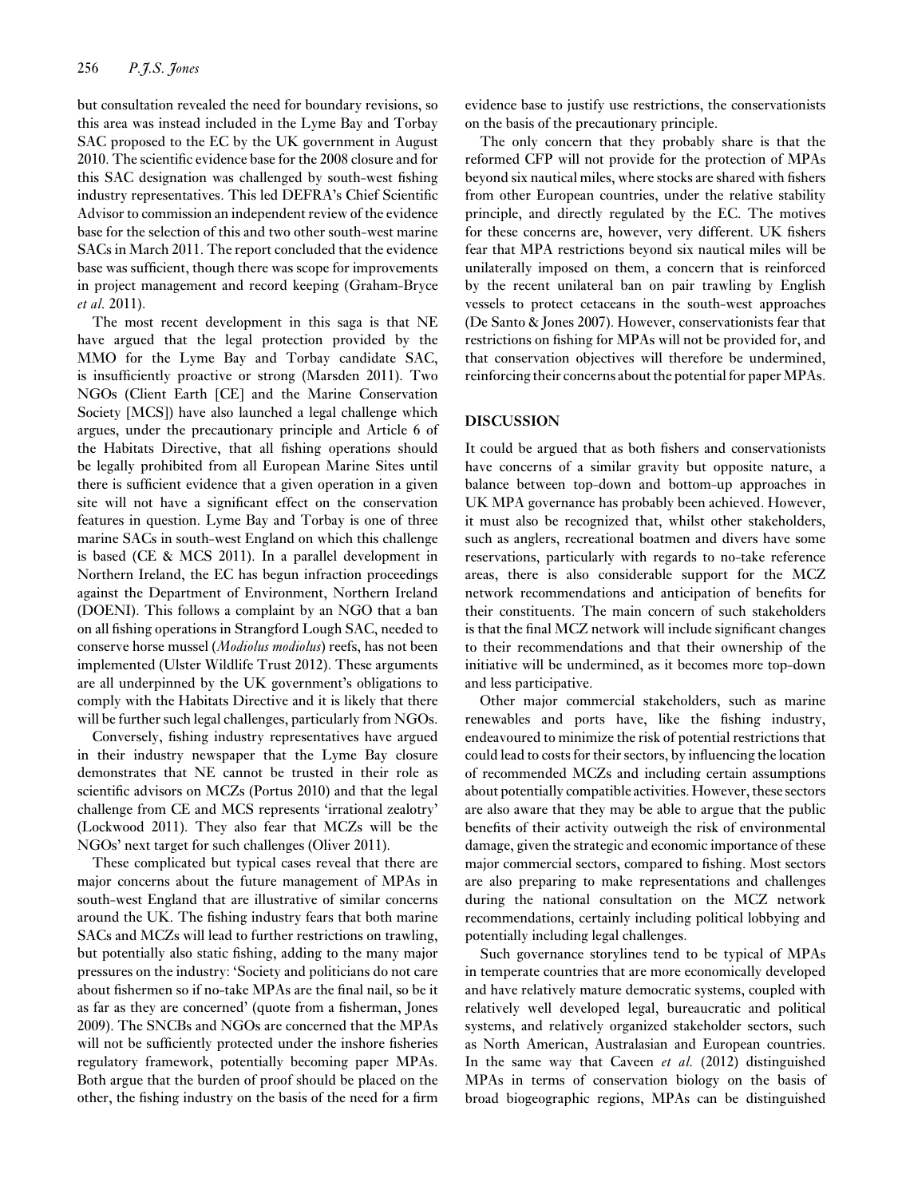but consultation revealed the need for boundary revisions, so this area was instead included in the Lyme Bay and Torbay SAC proposed to the EC by the UK government in August 2010. The scientific evidence base for the 2008 closure and for this SAC designation was challenged by south-west fishing industry representatives. This led DEFRA's Chief Scientific Advisor to commission an independent review of the evidence base for the selection of this and two other south-west marine SACs in March 2011. The report concluded that the evidence base was sufficient, though there was scope for improvements in project management and record keeping (Graham-Bryce *et al.* 2011).

The most recent development in this saga is that NE have argued that the legal protection provided by the MMO for the Lyme Bay and Torbay candidate SAC, is insufficiently proactive or strong (Marsden 2011). Two NGOs (Client Earth [CE] and the Marine Conservation Society [MCS]) have also launched a legal challenge which argues, under the precautionary principle and Article 6 of the Habitats Directive, that all fishing operations should be legally prohibited from all European Marine Sites until there is sufficient evidence that a given operation in a given site will not have a significant effect on the conservation features in question. Lyme Bay and Torbay is one of three marine SACs in south-west England on which this challenge is based (CE & MCS 2011). In a parallel development in Northern Ireland, the EC has begun infraction proceedings against the Department of Environment, Northern Ireland (DOENI). This follows a complaint by an NGO that a ban on all fishing operations in Strangford Lough SAC, needed to conserve horse mussel (*Modiolus modiolus*) reefs, has not been implemented (Ulster Wildlife Trust 2012). These arguments are all underpinned by the UK government's obligations to comply with the Habitats Directive and it is likely that there will be further such legal challenges, particularly from NGOs.

Conversely, fishing industry representatives have argued in their industry newspaper that the Lyme Bay closure demonstrates that NE cannot be trusted in their role as scientific advisors on MCZs (Portus 2010) and that the legal challenge from CE and MCS represents 'irrational zealotry' (Lockwood 2011). They also fear that MCZs will be the NGOs' next target for such challenges (Oliver 2011).

These complicated but typical cases reveal that there are major concerns about the future management of MPAs in south-west England that are illustrative of similar concerns around the UK. The fishing industry fears that both marine SACs and MCZs will lead to further restrictions on trawling, but potentially also static fishing, adding to the many major pressures on the industry: 'Society and politicians do not care about fishermen so if no-take MPAs are the final nail, so be it as far as they are concerned' (quote from a fisherman, Jones 2009). The SNCBs and NGOs are concerned that the MPAs will not be sufficiently protected under the inshore fisheries regulatory framework, potentially becoming paper MPAs. Both argue that the burden of proof should be placed on the other, the fishing industry on the basis of the need for a firm evidence base to justify use restrictions, the conservationists on the basis of the precautionary principle.

The only concern that they probably share is that the reformed CFP will not provide for the protection of MPAs beyond six nautical miles, where stocks are shared with fishers from other European countries, under the relative stability principle, and directly regulated by the EC. The motives for these concerns are, however, very different. UK fishers fear that MPA restrictions beyond six nautical miles will be unilaterally imposed on them, a concern that is reinforced by the recent unilateral ban on pair trawling by English vessels to protect cetaceans in the south-west approaches (De Santo & Jones 2007). However, conservationists fear that restrictions on fishing for MPAs will not be provided for, and that conservation objectives will therefore be undermined, reinforcing their concerns about the potential for paper MPAs.

## DISCUSSION

It could be argued that as both fishers and conservationists have concerns of a similar gravity but opposite nature, a balance between top-down and bottom-up approaches in UK MPA governance has probably been achieved. However, it must also be recognized that, whilst other stakeholders, such as anglers, recreational boatmen and divers have some reservations, particularly with regards to no-take reference areas, there is also considerable support for the MCZ network recommendations and anticipation of benefits for their constituents. The main concern of such stakeholders is that the final MCZ network will include significant changes to their recommendations and that their ownership of the initiative will be undermined, as it becomes more top-down and less participative.

Other major commercial stakeholders, such as marine renewables and ports have, like the fishing industry, endeavoured to minimize the risk of potential restrictions that could lead to costs for their sectors, by influencing the location of recommended MCZs and including certain assumptions about potentially compatible activities. However, these sectors are also aware that they may be able to argue that the public benefits of their activity outweigh the risk of environmental damage, given the strategic and economic importance of these major commercial sectors, compared to fishing. Most sectors are also preparing to make representations and challenges during the national consultation on the MCZ network recommendations, certainly including political lobbying and potentially including legal challenges.

Such governance storylines tend to be typical of MPAs in temperate countries that are more economically developed and have relatively mature democratic systems, coupled with relatively well developed legal, bureaucratic and political systems, and relatively organized stakeholder sectors, such as North American, Australasian and European countries. In the same way that Caveen *et al.* (2012) distinguished MPAs in terms of conservation biology on the basis of broad biogeographic regions, MPAs can be distinguished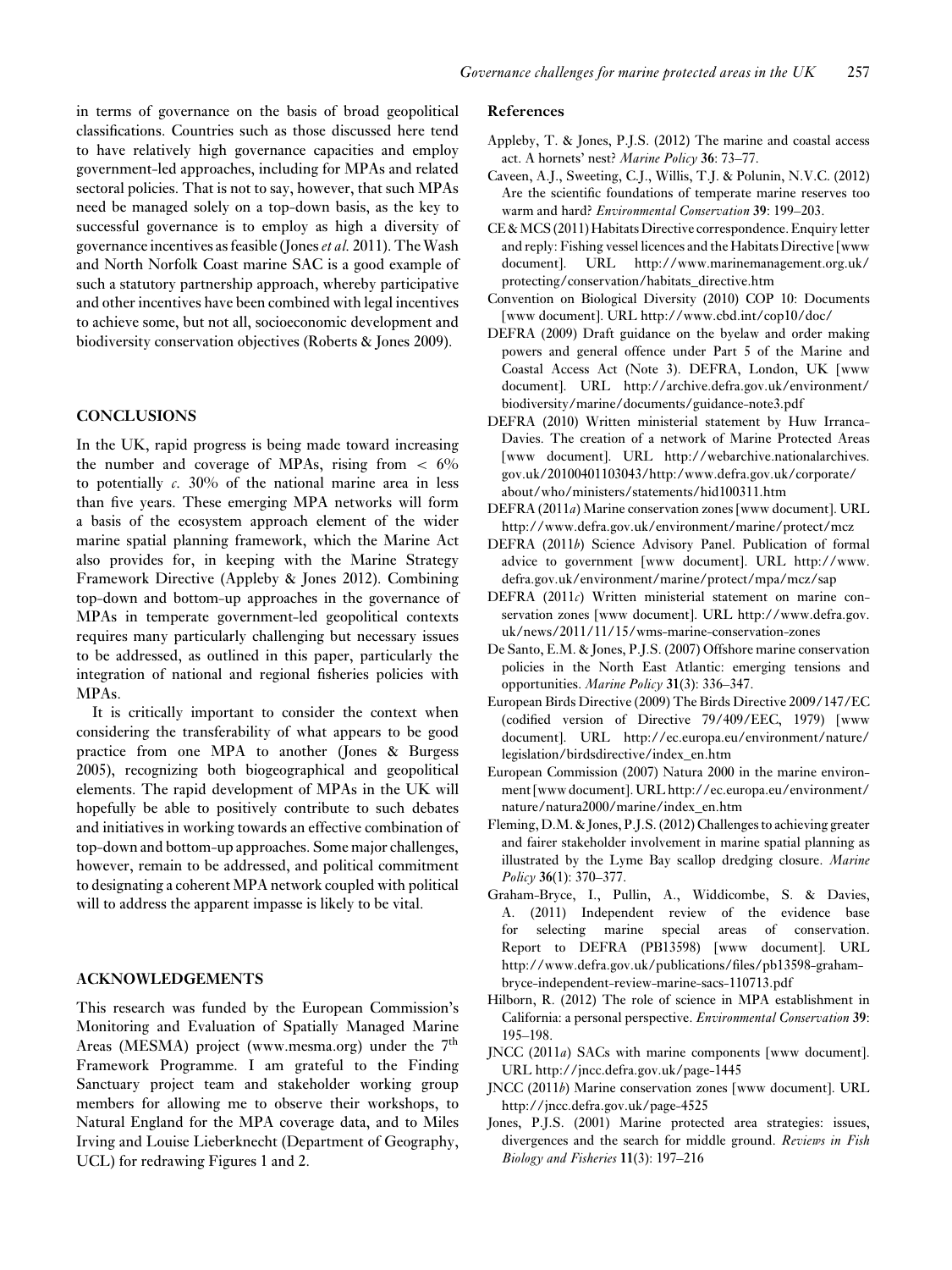in terms of governance on the basis of broad geopolitical classifications. Countries such as those discussed here tend to have relatively high governance capacities and employ government-led approaches, including for MPAs and related sectoral policies. That is not to say, however, that such MPAs need be managed solely on a top-down basis, as the key to successful governance is to employ as high a diversity of governance incentives as feasible (Jones *et al.* 2011). The Wash and North Norfolk Coast marine SAC is a good example of such a statutory partnership approach, whereby participative and other incentives have been combined with legal incentives to achieve some, but not all, socioeconomic development and biodiversity conservation objectives (Roberts & Jones 2009).

## CONCLUSIONS

In the UK, rapid progress is being made toward increasing the number and coverage of MPAs, rising from $< 6\%$ to potentially *c.* 30% of the national marine area in less than five years. These emerging MPA networks will form a basis of the ecosystem approach element of the wider marine spatial planning framework, which the Marine Act also provides for, in keeping with the Marine Strategy Framework Directive (Appleby & Jones 2012). Combining top-down and bottom-up approaches in the governance of MPAs in temperate government-led geopolitical contexts requires many particularly challenging but necessary issues to be addressed, as outlined in this paper, particularly the integration of national and regional fisheries policies with MPAs.

It is critically important to consider the context when considering the transferability of what appears to be good practice from one MPA to another (Jones & Burgess 2005), recognizing both biogeographical and geopolitical elements. The rapid development of MPAs in the UK will hopefully be able to positively contribute to such debates and initiatives in working towards an effective combination of top-down and bottom-up approaches. Some major challenges, however, remain to be addressed, and political commitment to designating a coherent MPA network coupled with political will to address the apparent impasse is likely to be vital.

## ACKNOWLEDGEMENTS

This research was funded by the European Commission's Monitoring and Evaluation of Spatially Managed Marine Areas (MESMA) project (www.mesma.org) under the 7th Framework Programme. I am grateful to the Finding Sanctuary project team and stakeholder working group members for allowing me to observe their workshops, to Natural England for the MPA coverage data, and to Miles Irving and Louise Lieberknecht (Department of Geography, UCL) for redrawing Figures 1 and 2.

## References

Appleby, T. & Jones, P.J.S. (2012) The marine and coastal access act. A hornets' nest? *Marine Policy* **36**: 73–77.

Caveen, A.J., Sweeting, C.J., Willis, T.J. & Polunin, N.V.C. (2012) Are the scientific foundations of temperate marine reserves too warm and hard? *Environmental Conservation* **39**: 199–203.

CE & MCS (2011) Habitats Directive correspondence. Enquiry letter and reply: Fishing vessel licences and the Habitats Directive [www document]. URL http://www.marinemanagement.org.uk/protecting/conservation/habitats_directive.htm

Convention on Biological Diversity (2010) COP 10: Documents [www document]. URL http://www.cbd.int/cop10/doc/

DEFRA (2009) Draft guidance on the byelaw and order making powers and general offence under Part 5 of the Marine and Coastal Access Act (Note 3). DEFRA, London, UK [www document]. URL http://archive.defra.gov.uk/environment/biodiversity/marine/documents/guidance-note3.pdf

DEFRA (2010) Written ministerial statement by Huw Irranca-Davies. The creation of a network of Marine Protected Areas [www document]. URL http://webarchive.nationalarchives.gov.uk/20100401103043/http:/www.defra.gov.uk/corporate/about/who/ministers/statements/hid100311.htm

DEFRA (2011*a*) Marine conservation zones [www document]. URL http://www.defra.gov.uk/environment/marine/protect/mcz

DEFRA (2011*b*) Science Advisory Panel. Publication of formal advice to government [www document]. URL http://www.defra.gov.uk/environment/marine/protect/mpa/mcz/sap

DEFRA (2011*c*) Written ministerial statement on marine conservation zones [www document]. URL http://www.defra.gov.uk/news/2011/11/15/wms-marine-conservation-zones

De Santo, E.M. & Jones, P.J.S. (2007) Offshore marine conservation policies in the North East Atlantic: emerging tensions and opportunities. *Marine Policy* **31**(3): 336–347.

European Birds Directive (2009) The Birds Directive 2009/147/EC (codified version of Directive 79/409/EEC, 1979) [www document]. URL http://ec.europa.eu/environment/nature/legislation/birdsdirective/index_en.htm

European Commission (2007) Natura 2000 in the marine environment [www document]. URL http://ec.europa.eu/environment/nature/natura2000/marine/index_en.htm

Fleming, D.M. & Jones, P.J.S. (2012) Challenges to achieving greater and fairer stakeholder involvement in marine spatial planning as illustrated by the Lyme Bay scallop dredging closure. *Marine Policy* **36**(1): 370–377.

Graham-Bryce, I., Pullin, A., Widdicombe, S. & Davies, A. (2011) Independent review of the evidence base for selecting marine special areas of conservation. Report to DEFRA (PB13598) [www document]. URL http://www.defra.gov.uk/publications/files/pb13598-graham-bryce-independent-review-marine-sacs-110713.pdf

Hilborn, R. (2012) The role of science in MPA establishment in California: a personal perspective. *Environmental Conservation* **39**: 195–198.

JNCC (2011*a*) SACs with marine components [www document]. URL http://jncc.defra.gov.uk/page-1445

JNCC (2011*b*) Marine conservation zones [www document]. URL http://jncc.defra.gov.uk/page-4525

Jones, P.J.S. (2001) Marine protected area strategies: issues, divergences and the search for middle ground. *Reviews in Fish Biology and Fisheries* **11**(3): 197–216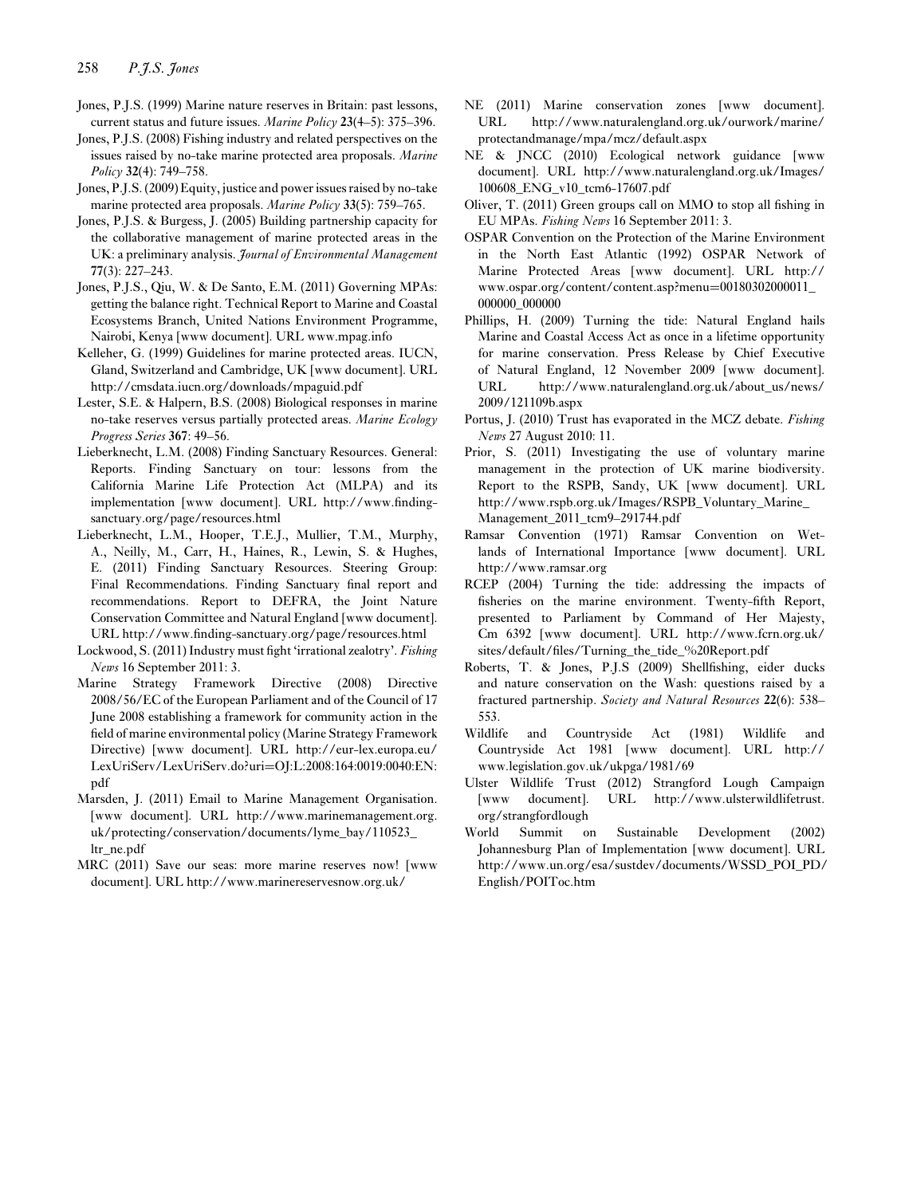Jones, P.J.S. (1999) Marine nature reserves in Britain: past lessons, current status and future issues. *Marine Policy* **23**(4–5): 375–396.

Jones, P.J.S. (2008) Fishing industry and related perspectives on the issues raised by no-take marine protected area proposals. *Marine Policy* **32**(4): 749–758.

Jones, P.J.S. (2009) Equity, justice and power issues raised by no-take marine protected area proposals. *Marine Policy* **33**(5): 759–765.

Jones, P.J.S. & Burgess, J. (2005) Building partnership capacity for the collaborative management of marine protected areas in the UK: a preliminary analysis. *Journal of Environmental Management* **77**(3): 227–243.

Jones, P.J.S., Qiu, W. & De Santo, E.M. (2011) Governing MPAs: getting the balance right. Technical Report to Marine and Coastal Ecosystems Branch, United Nations Environment Programme, Nairobi, Kenya [www document]. URL www.mpag.info

Kelleher, G. (1999) Guidelines for marine protected areas. IUCN, Gland, Switzerland and Cambridge, UK [www document]. URL http://cmsdata.iucn.org/downloads/mpaguid.pdf

Lester, S.E. & Halpern, B.S. (2008) Biological responses in marine no-take reserves versus partially protected areas. *Marine Ecology Progress Series* **367**: 49–56.

Lieberknecht, L.M. (2008) Finding Sanctuary Resources. General: Reports. Finding Sanctuary on tour: lessons from the California Marine Life Protection Act (MLPA) and its implementation [www document]. URL http://www.finding-sanctuary.org/page/resources.html

Lieberknecht, L.M., Hooper, T.E.J., Mullier, T.M., Murphy, A., Neilly, M., Carr, H., Haines, R., Lewin, S. & Hughes, E. (2011) Finding Sanctuary Resources. Steering Group: Final Recommendations. Finding Sanctuary final report and recommendations. Report to DEFRA, the Joint Nature Conservation Committee and Natural England [www document]. URL http://www.finding-sanctuary.org/page/resources.html

Lockwood, S. (2011) Industry must fight 'irrational zealotry'. *Fishing News* 16 September 2011: 3.

Marine Strategy Framework Directive (2008) Directive 2008/56/EC of the European Parliament and of the Council of 17 June 2008 establishing a framework for community action in the field of marine environmental policy (Marine Strategy Framework Directive) [www document]. URL http://eur-lex.europa.eu/LexUriServ/LexUriServ.do?uri=OJ:L:2008:164:0019:0040:EN:pdf

Marsden, J. (2011) Email to Marine Management Organisation. [www document]. URL http://www.marinemanagement.org.uk/protecting/conservation/documents/lyme_bay/110523_ltr_ne.pdf

MRC (2011) Save our seas: more marine reserves now! [www document]. URL http://www.marinereservesnow.org.uk/

NE (2011) Marine conservation zones [www document]. URL http://www.naturalengland.org.uk/ourwork/marine/protectandmanage/mpa/mcz/default.aspx

NE & JNCC (2010) Ecological network guidance [www document]. URL http://www.naturalengland.org.uk/Images/100608_ENG_v10_tcm6-17607.pdf

Oliver, T. (2011) Green groups call on MMO to stop all fishing in EU MPAs. *Fishing News* 16 September 2011: 3.

OSPAR Convention on the Protection of the Marine Environment in the North East Atlantic (1992) OSPAR Network of Marine Protected Areas [www document]. URL http://www.ospar.org/content/content.asp?menu=00180302000011_000000_000000

Phillips, H. (2009) Turning the tide: Natural England hails Marine and Coastal Access Act as once in a lifetime opportunity for marine conservation. Press Release by Chief Executive of Natural England, 12 November 2009 [www document]. URL http://www.naturalengland.org.uk/about_us/news/2009/121109b.aspx

Portus, J. (2010) Trust has evaporated in the MCZ debate. *Fishing News* 27 August 2010: 11.

Prior, S. (2011) Investigating the use of voluntary marine management in the protection of UK marine biodiversity. Report to the RSPB, Sandy, UK [www document]. URL http://www.rspb.org.uk/Images/RSPB_Voluntary_Marine_Management_2011_tcm9–291744.pdf

Ramsar Convention (1971) Ramsar Convention on Wetlands of International Importance [www document]. URL http://www.ramsar.org

RCEP (2004) Turning the tide: addressing the impacts of fisheries on the marine environment. Twenty-fifth Report, presented to Parliament by Command of Her Majesty, Cm 6392 [www document]. URL http://www.fcrn.org.uk/sites/default/files/Turning_the_tide_%20Report.pdf

Roberts, T. & Jones, P.J.S (2009) Shellfishing, eider ducks and nature conservation on the Wash: questions raised by a fractured partnership. *Society and Natural Resources* **22**(6): 538–553.

Wildlife and Countryside Act (1981) Wildlife and Countryside Act 1981 [www document]. URL http://www.legislation.gov.uk/ukpga/1981/69

Ulster Wildlife Trust (2012) Strangford Lough Campaign [www document]. URL http://www.ulsterwildlifetrust.org/strangfordlough

World Summit on Sustainable Development (2002) Johannesburg Plan of Implementation [www document]. URL http://www.un.org/esa/sustdev/documents/WSSD_POI_PD/English/POIToc.htm